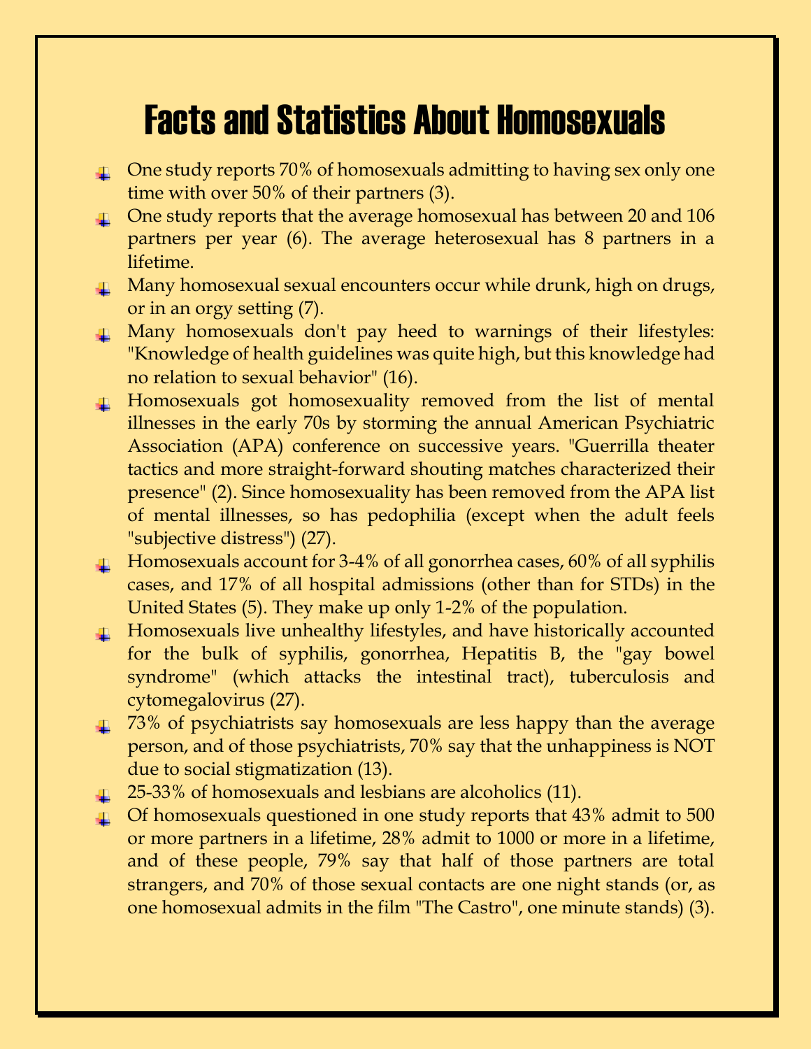# Facts and Statistics About Homosexuals

- One study reports 70% of homosexuals admitting to having sex only one time with over 50% of their partners (3).
- One study reports that the average homosexual has between 20 and 106 partners per year (6). The average heterosexual has 8 partners in a lifetime.
- Many homosexual sexual encounters occur while drunk, high on drugs, or in an orgy setting (7).
- Many homosexuals don't pay heed to warnings of their lifestyles: "Knowledge of health guidelines was quite high, but this knowledge had no relation to sexual behavior" (16).
- Homosexuals got homosexuality removed from the list of mental illnesses in the early 70s by storming the annual American Psychiatric Association (APA) conference on successive years. "Guerrilla theater tactics and more straight-forward shouting matches characterized their presence" (2). Since homosexuality has been removed from the APA list of mental illnesses, so has pedophilia (except when the adult feels "subjective distress") (27).
- Homosexuals account for 3-4% of all gonorrhea cases, 60% of all syphilis cases, and 17% of all hospital admissions (other than for STDs) in the United States (5). They make up only 1-2% of the population.
- Homosexuals live unhealthy lifestyles, and have historically accounted for the bulk of syphilis, gonorrhea, Hepatitis B, the "gay bowel syndrome" (which attacks the intestinal tract), tuberculosis and cytomegalovirus (27).
- 73% of psychiatrists say homosexuals are less happy than the average person, and of those psychiatrists, 70% say that the unhappiness is NOT due to social stigmatization (13).
- 25-33% of homosexuals and lesbians are alcoholics (11).
- Of homosexuals questioned in one study reports that 43% admit to 500 or more partners in a lifetime, 28% admit to 1000 or more in a lifetime, and of these people, 79% say that half of those partners are total strangers, and 70% of those sexual contacts are one night stands (or, as one homosexual admits in the film "The Castro", one minute stands) (3).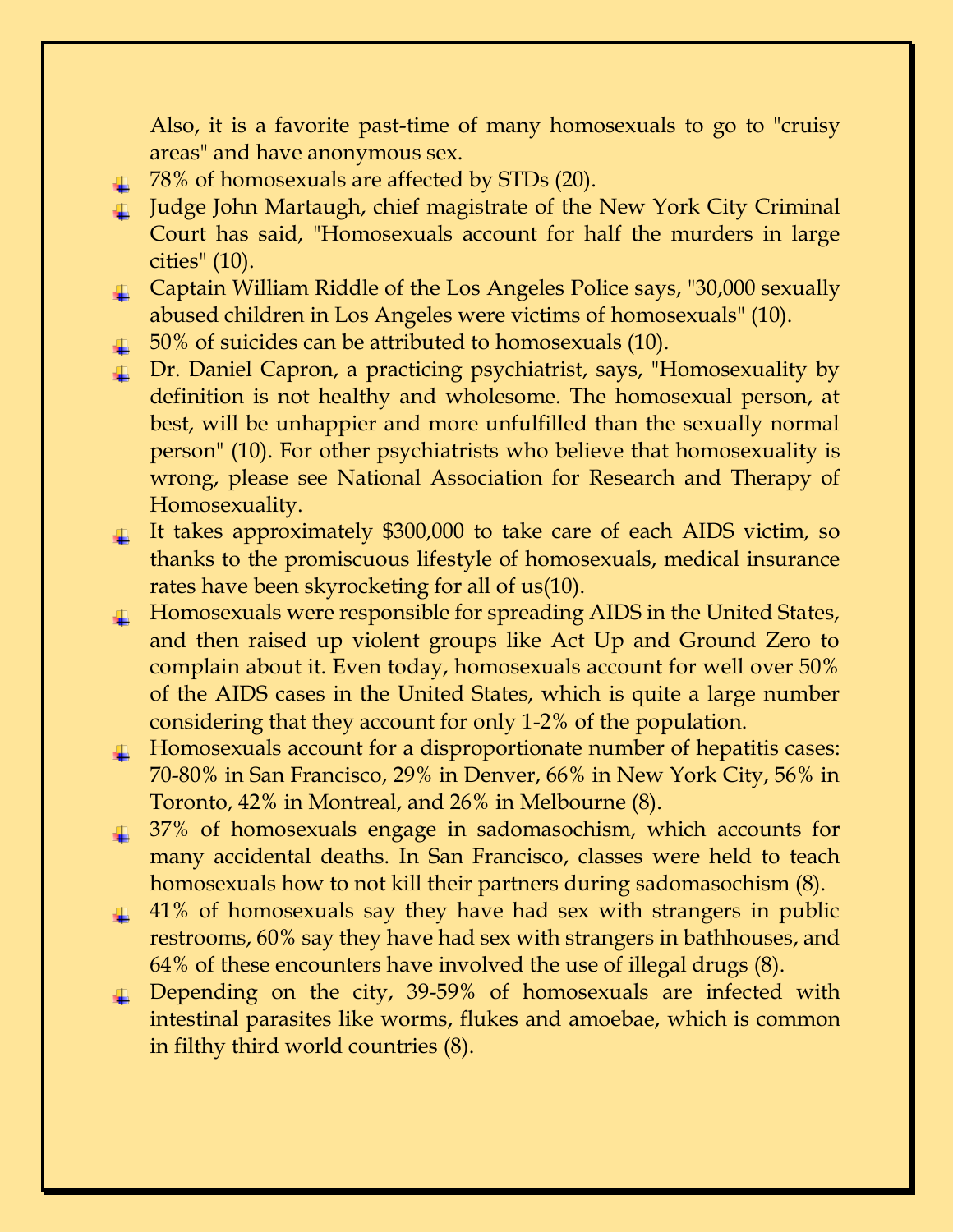Also, it is a favorite past-time of many homosexuals to go to "cruisy areas" and have anonymous sex.

- 78% of homosexuals are affected by STDs (20).
- Judge John Martaugh, chief magistrate of the New York City Criminal Court has said, "Homosexuals account for half the murders in large cities" (10).
- Captain William Riddle of the Los Angeles Police says, "30,000 sexually abused children in Los Angeles were victims of homosexuals" (10).
- 50% of suicides can be attributed to homosexuals (10).
- Dr. Daniel Capron, a practicing psychiatrist, says, "Homosexuality by definition is not healthy and wholesome. The homosexual person, at best, will be unhappier and more unfulfilled than the sexually normal person" (10). For other psychiatrists who believe that homosexuality is wrong, please see National Association for Research and Therapy of Homosexuality.
- It takes approximately $300,000 to take care of each AIDS victim, so thanks to the promiscuous lifestyle of homosexuals, medical insurance rates have been skyrocketing for all of us(10).
- Homosexuals were responsible for spreading AIDS in the United States, and then raised up violent groups like Act Up and Ground Zero to complain about it. Even today, homosexuals account for well over 50% of the AIDS cases in the United States, which is quite a large number considering that they account for only 1-2% of the population.
- Homosexuals account for a disproportionate number of hepatitis cases: 70-80% in San Francisco, 29% in Denver, 66% in New York City, 56% in Toronto, 42% in Montreal, and 26% in Melbourne (8).
- 37% of homosexuals engage in sadomasochism, which accounts for many accidental deaths. In San Francisco, classes were held to teach homosexuals how to not kill their partners during sadomasochism (8).
- 41% of homosexuals say they have had sex with strangers in public restrooms, 60% say they have had sex with strangers in bathhouses, and 64% of these encounters have involved the use of illegal drugs (8).
- Depending on the city, 39-59% of homosexuals are infected with intestinal parasites like worms, flukes and amoebae, which is common in filthy third world countries (8).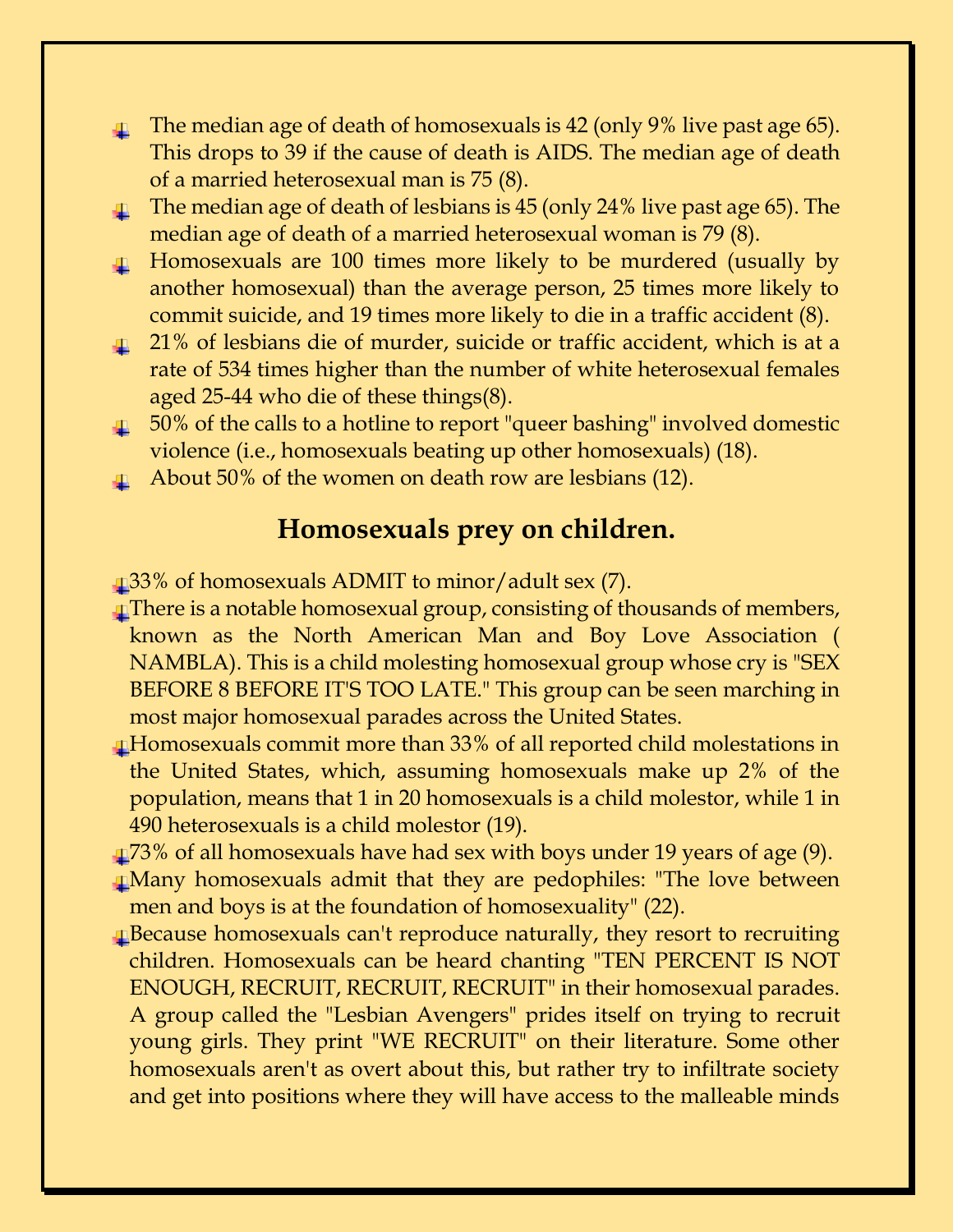- The median age of death of homosexuals is 42 (only 9% live past age 65). This drops to 39 if the cause of death is AIDS. The median age of death of a married heterosexual man is 75 (8).
- The median age of death of lesbians is 45 (only 24% live past age 65). The median age of death of a married heterosexual woman is 79 (8).
- Homosexuals are 100 times more likely to be murdered (usually by another homosexual) than the average person, 25 times more likely to commit suicide, and 19 times more likely to die in a traffic accident (8).
- 21% of lesbians die of murder, suicide or traffic accident, which is at a rate of 534 times higher than the number of white heterosexual females aged 25-44 who die of these things(8).
- 50% of the calls to a hotline to report "queer bashing" involved domestic violence (i.e., homosexuals beating up other homosexuals) (18).
- About 50% of the women on death row are lesbians (12).

## Homosexuals prey on children.

- 33% of homosexuals ADMIT to minor/adult sex (7).
- There is a notable homosexual group, consisting of thousands of members, known as the North American Man and Boy Love Association ( NAMBLA). This is a child molesting homosexual group whose cry is "SEX BEFORE 8 BEFORE IT'S TOO LATE." This group can be seen marching in most major homosexual parades across the United States.
- Homosexuals commit more than 33% of all reported child molestations in the United States, which, assuming homosexuals make up 2% of the population, means that 1 in 20 homosexuals is a child molestor, while 1 in 490 heterosexuals is a child molestor (19).
- 73% of all homosexuals have had sex with boys under 19 years of age (9).
- Many homosexuals admit that they are pedophiles: "The love between men and boys is at the foundation of homosexuality" (22).
- Because homosexuals can't reproduce naturally, they resort to recruiting children. Homosexuals can be heard chanting "TEN PERCENT IS NOT ENOUGH, RECRUIT, RECRUIT, RECRUIT" in their homosexual parades. A group called the "Lesbian Avengers" prides itself on trying to recruit young girls. They print "WE RECRUIT" on their literature. Some other homosexuals aren't as overt about this, but rather try to infiltrate society and get into positions where they will have access to the malleable minds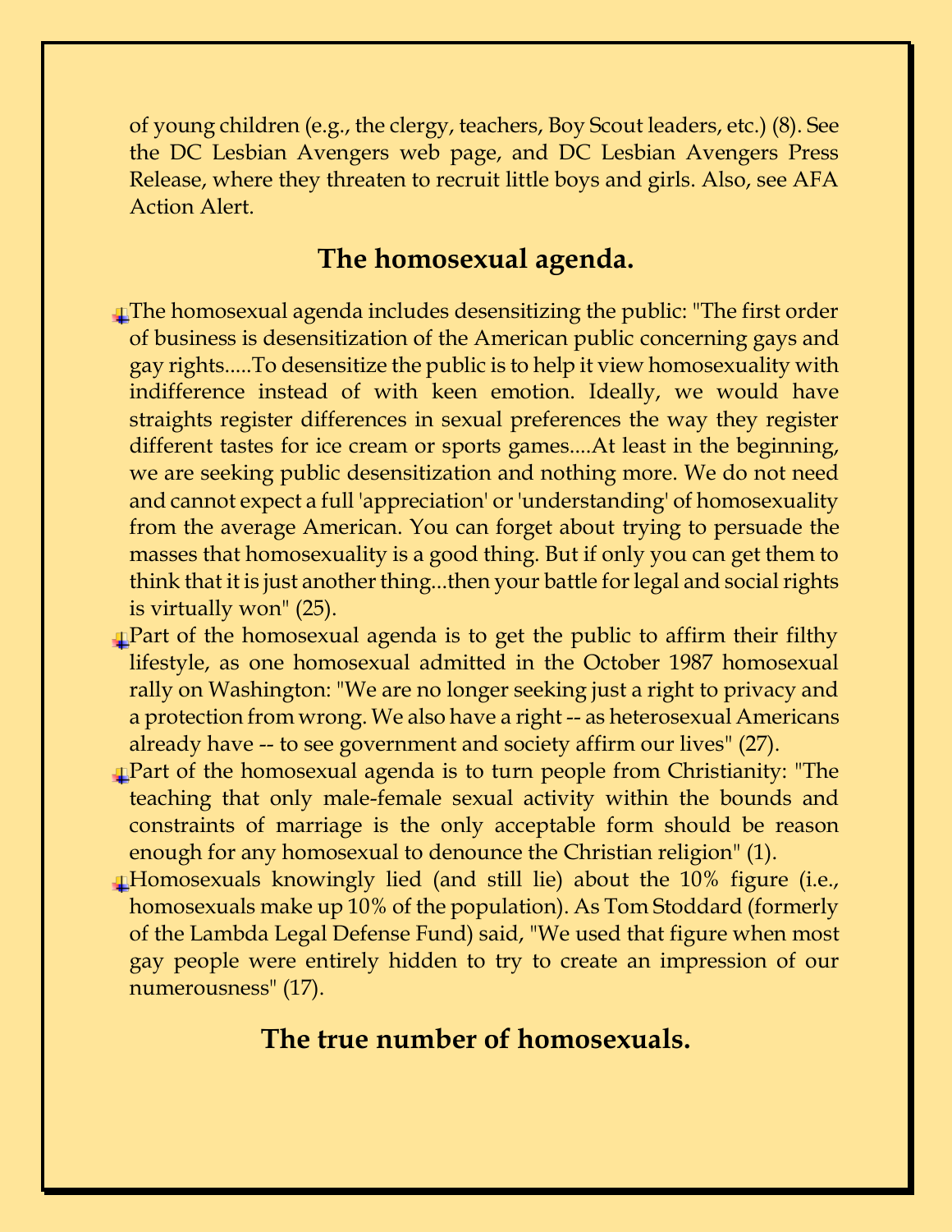of young children (e.g., the clergy, teachers, Boy Scout leaders, etc.) (8). See the DC Lesbian Avengers web page, and DC Lesbian Avengers Press Release, where they threaten to recruit little boys and girls. Also, see AFA Action Alert.

## The homosexual agenda.

- The homosexual agenda includes desensitizing the public: "The first order of business is desensitization of the American public concerning gays and gay rights.....To desensitize the public is to help it view homosexuality with indifference instead of with keen emotion. Ideally, we would have straights register differences in sexual preferences the way they register different tastes for ice cream or sports games....At least in the beginning, we are seeking public desensitization and nothing more. We do not need and cannot expect a full 'appreciation' or 'understanding' of homosexuality from the average American. You can forget about trying to persuade the masses that homosexuality is a good thing. But if only you can get them to think that it is just another thing...then your battle for legal and social rights is virtually won" (25).
- Part of the homosexual agenda is to get the public to affirm their filthy lifestyle, as one homosexual admitted in the October 1987 homosexual rally on Washington: "We are no longer seeking just a right to privacy and a protection from wrong. We also have a right -- as heterosexual Americans already have -- to see government and society affirm our lives" (27).
- Part of the homosexual agenda is to turn people from Christianity: "The teaching that only male-female sexual activity within the bounds and constraints of marriage is the only acceptable form should be reason enough for any homosexual to denounce the Christian religion" (1).
- Homosexuals knowingly lied (and still lie) about the 10% figure (i.e., homosexuals make up 10% of the population). As Tom Stoddard (formerly of the Lambda Legal Defense Fund) said, "We used that figure when most gay people were entirely hidden to try to create an impression of our numerousness" (17).

## The true number of homosexuals.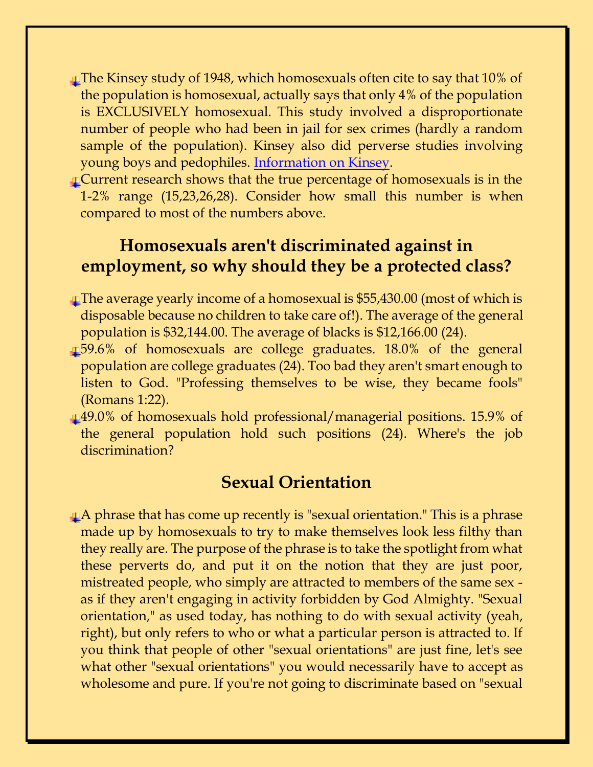- The Kinsey study of 1948, which homosexuals often cite to say that 10% of the population is homosexual, actually says that only 4% of the population is EXCLUSIVELY homosexual. This study involved a disproportionate number of people who had been in jail for sex crimes (hardly a random sample of the population). Kinsey also did perverse studies involving young boys and pedophiles. [Information on Kinsey](#).
- Current research shows that the true percentage of homosexuals is in the 1-2% range (15,23,26,28). Consider how small this number is when compared to most of the numbers above.

## Homosexuals aren't discriminated against in employment, so why should they be a protected class?

- The average yearly income of a homosexual is $55,430.00 (most of which is disposable because no children to take care of!). The average of the general population is $32,144.00. The average of blacks is $12,166.00 (24).
- 59.6% of homosexuals are college graduates. 18.0% of the general population are college graduates (24). Too bad they aren't smart enough to listen to God. "Professing themselves to be wise, they became fools" (Romans 1:22).
- 49.0% of homosexuals hold professional/managerial positions. 15.9% of the general population hold such positions (24). Where's the job discrimination?

## Sexual Orientation

- A phrase that has come up recently is "sexual orientation." This is a phrase made up by homosexuals to try to make themselves look less filthy than they really are. The purpose of the phrase is to take the spotlight from what these perverts do, and put it on the notion that they are just poor, mistreated people, who simply are attracted to members of the same sex - as if they aren't engaging in activity forbidden by God Almighty. "Sexual orientation," as used today, has nothing to do with sexual activity (yeah, right), but only refers to who or what a particular person is attracted to. If you think that people of other "sexual orientations" are just fine, let's see what other "sexual orientations" you would necessarily have to accept as wholesome and pure. If you're not going to discriminate based on "sexual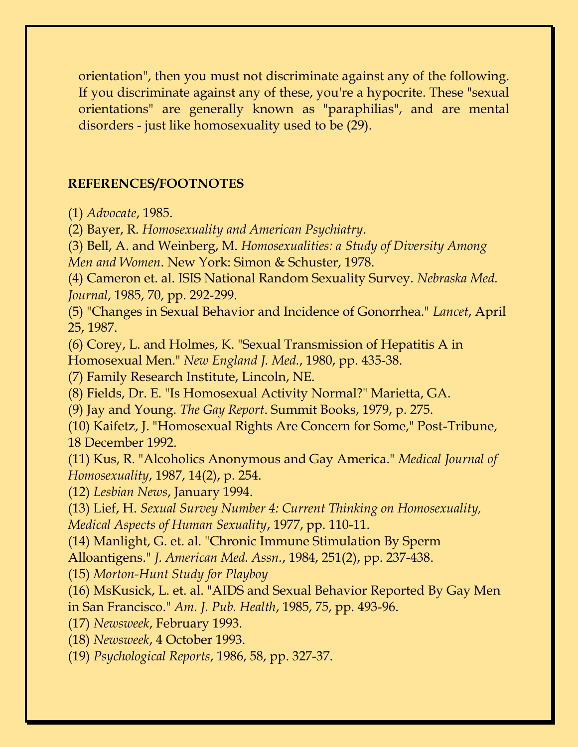orientation", then you must not discriminate against any of the following. If you discriminate against any of these, you're a hypocrite. These "sexual orientations" are generally known as "paraphilias", and are mental disorders - just like homosexuality used to be (29).

**REFERENCES/FOOTNOTES**

(1) *Advocate*, 1985.
(2) Bayer, R. *Homosexuality and American Psychiatry*.
(3) Bell, A. and Weinberg, M. *Homosexualities: a Study of Diversity Among Men and Women*. New York: Simon & Schuster, 1978.
(4) Cameron et. al. ISIS National Random Sexuality Survey. *Nebraska Med. Journal*, 1985, 70, pp. 292-299.
(5) "Changes in Sexual Behavior and Incidence of Gonorrhea." *Lancet*, April 25, 1987.
(6) Corey, L. and Holmes, K. "Sexual Transmission of Hepatitis A in Homosexual Men." *New England J. Med.*, 1980, pp. 435-38.
(7) Family Research Institute, Lincoln, NE.
(8) Fields, Dr. E. "Is Homosexual Activity Normal?" Marietta, GA.
(9) Jay and Young. *The Gay Report*. Summit Books, 1979, p. 275.
(10) Kaifetz, J. "Homosexual Rights Are Concern for Some," Post-Tribune, 18 December 1992.
(11) Kus, R. "Alcoholics Anonymous and Gay America." *Medical Journal of Homosexuality*, 1987, 14(2), p. 254.
(12) *Lesbian News*, January 1994.
(13) Lief, H. *Sexual Survey Number 4: Current Thinking on Homosexuality, Medical Aspects of Human Sexuality*, 1977, pp. 110-11.
(14) Manlight, G. et. al. "Chronic Immune Stimulation By Sperm Alloantigens." *J. American Med. Assn.*, 1984, 251(2), pp. 237-438.
(15) *Morton-Hunt Study for Playboy*
(16) MsKusick, L. et. al. "AIDS and Sexual Behavior Reported By Gay Men in San Francisco." *Am. J. Pub. Health*, 1985, 75, pp. 493-96.
(17) *Newsweek*, February 1993.
(18) *Newsweek*, 4 October 1993.
(19) *Psychological Reports*, 1986, 58, pp. 327-37.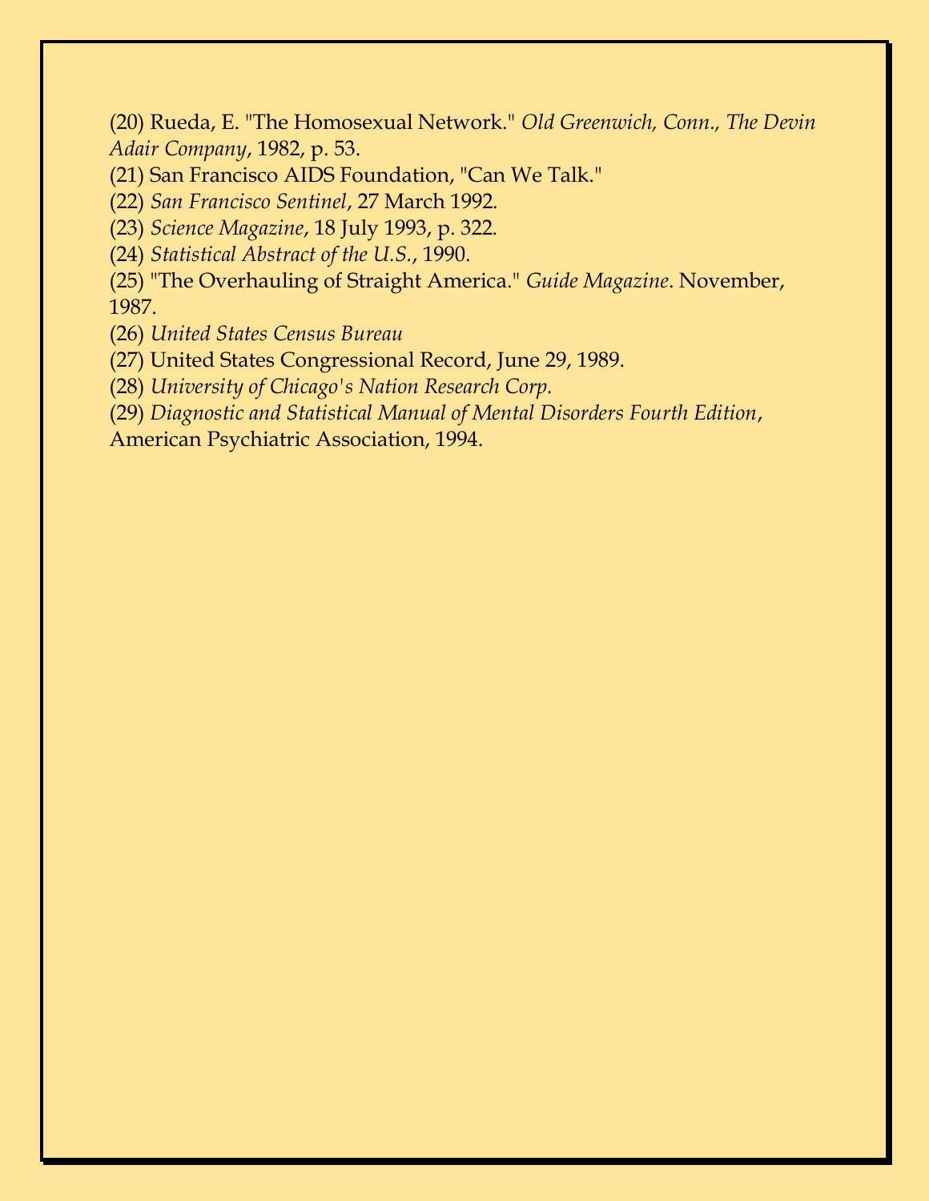(20) Rueda, E. "The Homosexual Network." *Old Greenwich, Conn., The Devin Adair Company*, 1982, p. 53.
(21) San Francisco AIDS Foundation, "Can We Talk."
(22) *San Francisco Sentinel*, 27 March 1992.
(23) *Science Magazine*, 18 July 1993, p. 322.
(24) *Statistical Abstract of the U.S.*, 1990.
(25) "The Overhauling of Straight America." *Guide Magazine*. November, 1987.
(26) *United States Census Bureau*
(27) United States Congressional Record, June 29, 1989.
(28) *University of Chicago's Nation Research Corp.*
(29) *Diagnostic and Statistical Manual of Mental Disorders Fourth Edition*, American Psychiatric Association, 1994.